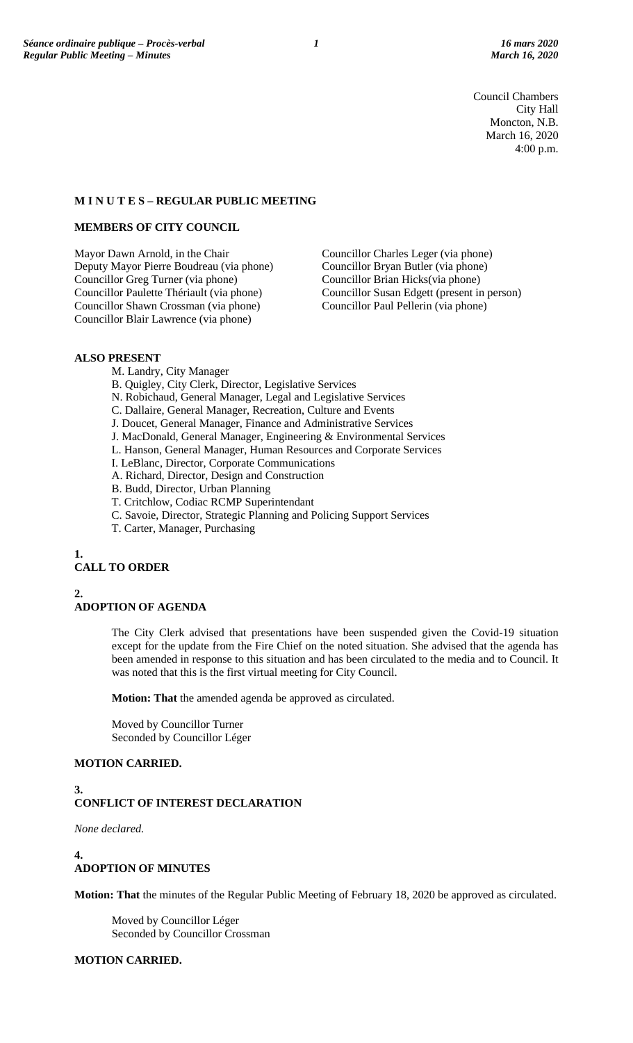Council Chambers
City Hall
Moncton, N.B.
March 16, 2020
4:00 p.m.

## M I N U T E S – REGULAR PUBLIC MEETING

### MEMBERS OF CITY COUNCIL

Mayor Dawn Arnold, in the Chair
Deputy Mayor Pierre Boudreau (via phone)
Councillor Greg Turner (via phone)
Councillor Paulette Thériault (via phone)
Councillor Shawn Crossman (via phone)
Councillor Blair Lawrence (via phone)
Councillor Charles Leger (via phone)
Councillor Bryan Butler (via phone)
Councillor Brian Hicks(via phone)
Councillor Susan Edgett (present in person)
Councillor Paul Pellerin (via phone)

### ALSO PRESENT

M. Landry, City Manager
B. Quigley, City Clerk, Director, Legislative Services
N. Robichaud, General Manager, Legal and Legislative Services
C. Dallaire, General Manager, Recreation, Culture and Events
J. Doucet, General Manager, Finance and Administrative Services
J. MacDonald, General Manager, Engineering & Environmental Services
L. Hanson, General Manager, Human Resources and Corporate Services
I. LeBlanc, Director, Corporate Communications
A. Richard, Director, Design and Construction
B. Budd, Director, Urban Planning
T. Critchlow, Codiac RCMP Superintendant
C. Savoie, Director, Strategic Planning and Policing Support Services
T. Carter, Manager, Purchasing

### 1. CALL TO ORDER

### 2. ADOPTION OF AGENDA

The City Clerk advised that presentations have been suspended given the Covid-19 situation except for the update from the Fire Chief on the noted situation. She advised that the agenda has been amended in response to this situation and has been circulated to the media and to Council. It was noted that this is the first virtual meeting for City Council.

**Motion: That** the amended agenda be approved as circulated.

Moved by Councillor Turner
Seconded by Councillor Léger

**MOTION CARRIED.**

### 3. CONFLICT OF INTEREST DECLARATION

*None declared.*

### 4. ADOPTION OF MINUTES

**Motion: That** the minutes of the Regular Public Meeting of February 18, 2020 be approved as circulated.

Moved by Councillor Léger
Seconded by Councillor Crossman

**MOTION CARRIED.**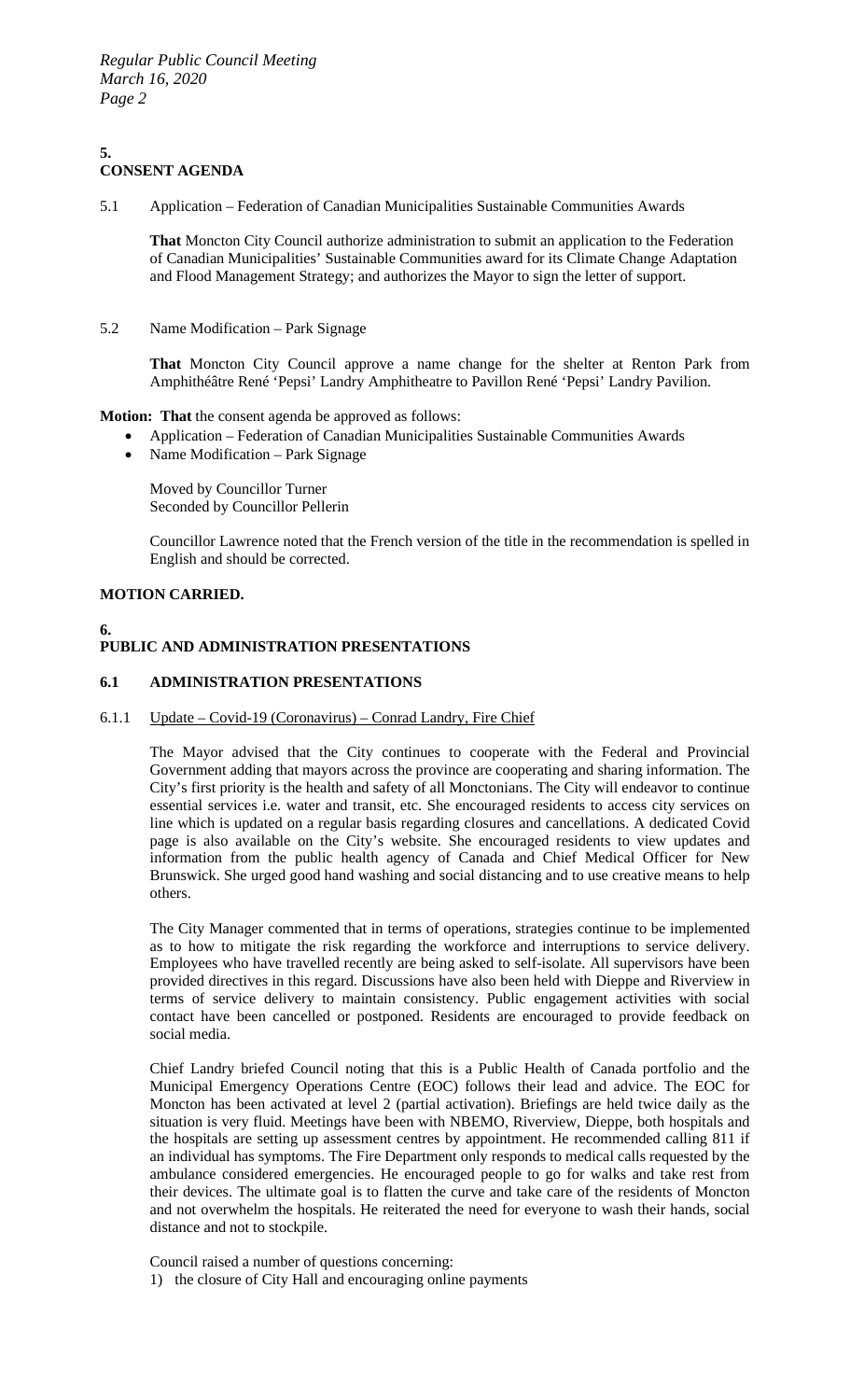## 5. CONSENT AGENDA

5.1 Application – Federation of Canadian Municipalities Sustainable Communities Awards

> **That** Moncton City Council authorize administration to submit an application to the Federation of Canadian Municipalities' Sustainable Communities award for its Climate Change Adaptation and Flood Management Strategy; and authorizes the Mayor to sign the letter of support.

5.2 Name Modification – Park Signage

> **That** Moncton City Council approve a name change for the shelter at Renton Park from Amphithéâtre René 'Pepsi' Landry Amphitheatre to Pavillon René 'Pepsi' Landry Pavilion.

**Motion: That** the consent agenda be approved as follows:

- Application – Federation of Canadian Municipalities Sustainable Communities Awards
- Name Modification – Park Signage

Moved by Councillor Turner
Seconded by Councillor Pellerin

Councillor Lawrence noted that the French version of the title in the recommendation is spelled in English and should be corrected.

**MOTION CARRIED.**

## 6. PUBLIC AND ADMINISTRATION PRESENTATIONS

### 6.1 ADMINISTRATION PRESENTATIONS

6.1.1 Update – Covid-19 (Coronavirus) – Conrad Landry, Fire Chief

The Mayor advised that the City continues to cooperate with the Federal and Provincial Government adding that mayors across the province are cooperating and sharing information. The City's first priority is the health and safety of all Monctonians. The City will endeavor to continue essential services i.e. water and transit, etc. She encouraged residents to access city services on line which is updated on a regular basis regarding closures and cancellations. A dedicated Covid page is also available on the City's website. She encouraged residents to view updates and information from the public health agency of Canada and Chief Medical Officer for New Brunswick. She urged good hand washing and social distancing and to use creative means to help others.

The City Manager commented that in terms of operations, strategies continue to be implemented as to how to mitigate the risk regarding the workforce and interruptions to service delivery. Employees who have travelled recently are being asked to self-isolate. All supervisors have been provided directives in this regard. Discussions have also been held with Dieppe and Riverview in terms of service delivery to maintain consistency. Public engagement activities with social contact have been cancelled or postponed. Residents are encouraged to provide feedback on social media.

Chief Landry briefed Council noting that this is a Public Health of Canada portfolio and the Municipal Emergency Operations Centre (EOC) follows their lead and advice. The EOC for Moncton has been activated at level 2 (partial activation). Briefings are held twice daily as the situation is very fluid. Meetings have been with NBEMO, Riverview, Dieppe, both hospitals and the hospitals are setting up assessment centres by appointment. He recommended calling 811 if an individual has symptoms. The Fire Department only responds to medical calls requested by the ambulance considered emergencies. He encouraged people to go for walks and take rest from their devices. The ultimate goal is to flatten the curve and take care of the residents of Moncton and not overwhelm the hospitals. He reiterated the need for everyone to wash their hands, social distance and not to stockpile.

Council raised a number of questions concerning:

1) the closure of City Hall and encouraging online payments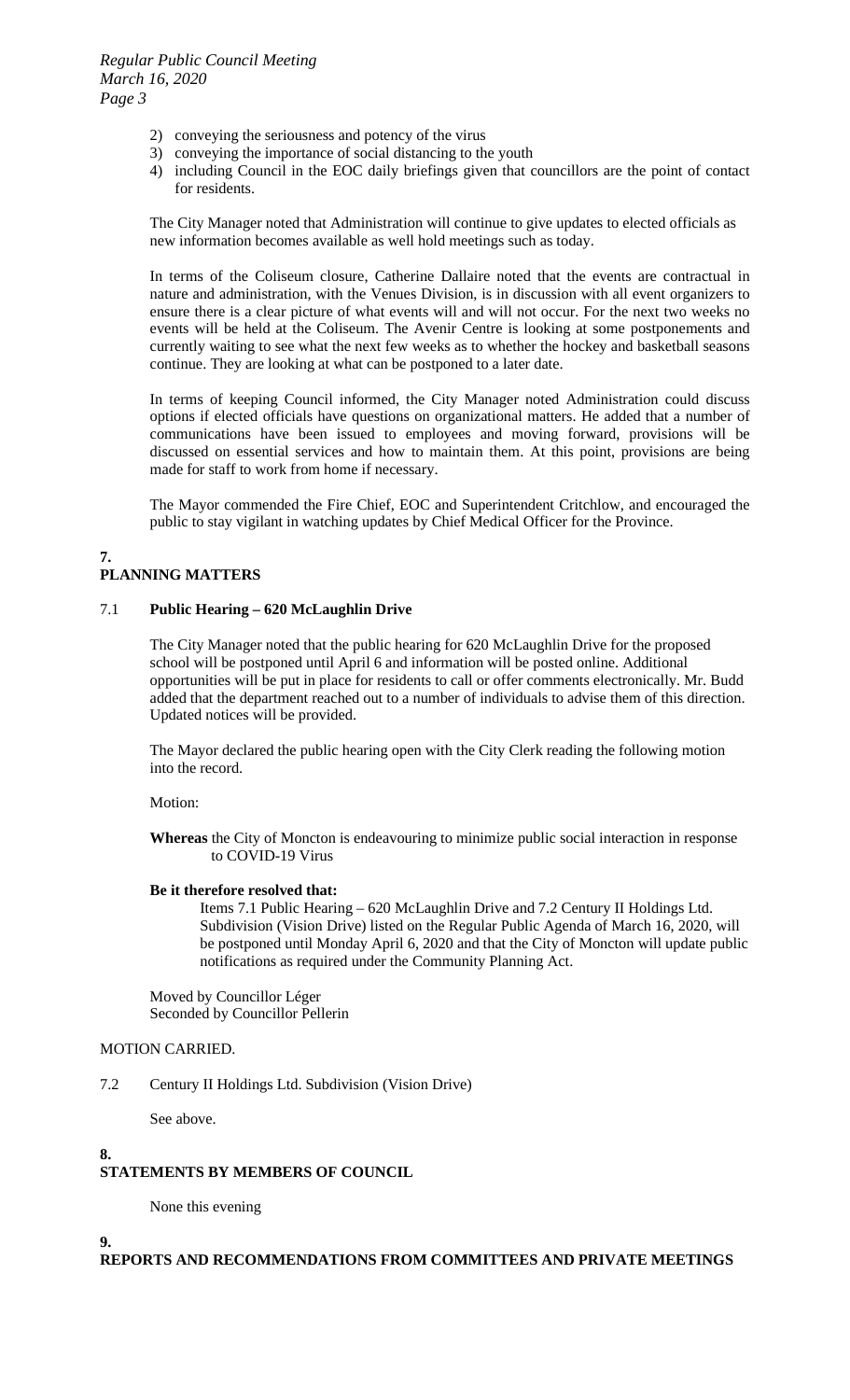2) conveying the seriousness and potency of the virus
3) conveying the importance of social distancing to the youth
4) including Council in the EOC daily briefings given that councillors are the point of contact for residents.

The City Manager noted that Administration will continue to give updates to elected officials as new information becomes available as well hold meetings such as today.

In terms of the Coliseum closure, Catherine Dallaire noted that the events are contractual in nature and administration, with the Venues Division, is in discussion with all event organizers to ensure there is a clear picture of what events will and will not occur. For the next two weeks no events will be held at the Coliseum. The Avenir Centre is looking at some postponements and currently waiting to see what the next few weeks as to whether the hockey and basketball seasons continue. They are looking at what can be postponed to a later date.

In terms of keeping Council informed, the City Manager noted Administration could discuss options if elected officials have questions on organizational matters. He added that a number of communications have been issued to employees and moving forward, provisions will be discussed on essential services and how to maintain them. At this point, provisions are being made for staff to work from home if necessary.

The Mayor commended the Fire Chief, EOC and Superintendent Critchlow, and encouraged the public to stay vigilant in watching updates by Chief Medical Officer for the Province.

## 7. PLANNING MATTERS

### 7.1 **Public Hearing – 620 McLaughlin Drive**

The City Manager noted that the public hearing for 620 McLaughlin Drive for the proposed school will be postponed until April 6 and information will be posted online. Additional opportunities will be put in place for residents to call or offer comments electronically. Mr. Budd added that the department reached out to a number of individuals to advise them of this direction. Updated notices will be provided.

The Mayor declared the public hearing open with the City Clerk reading the following motion into the record.

Motion:

**Whereas** the City of Moncton is endeavouring to minimize public social interaction in response to COVID-19 Virus

**Be it therefore resolved that:**

Items 7.1 Public Hearing – 620 McLaughlin Drive and 7.2 Century II Holdings Ltd. Subdivision (Vision Drive) listed on the Regular Public Agenda of March 16, 2020, will be postponed until Monday April 6, 2020 and that the City of Moncton will update public notifications as required under the Community Planning Act.

Moved by Councillor Léger
Seconded by Councillor Pellerin

MOTION CARRIED.

### 7.2 Century II Holdings Ltd. Subdivision (Vision Drive)

See above.

## 8. STATEMENTS BY MEMBERS OF COUNCIL

None this evening

## 9. REPORTS AND RECOMMENDATIONS FROM COMMITTEES AND PRIVATE MEETINGS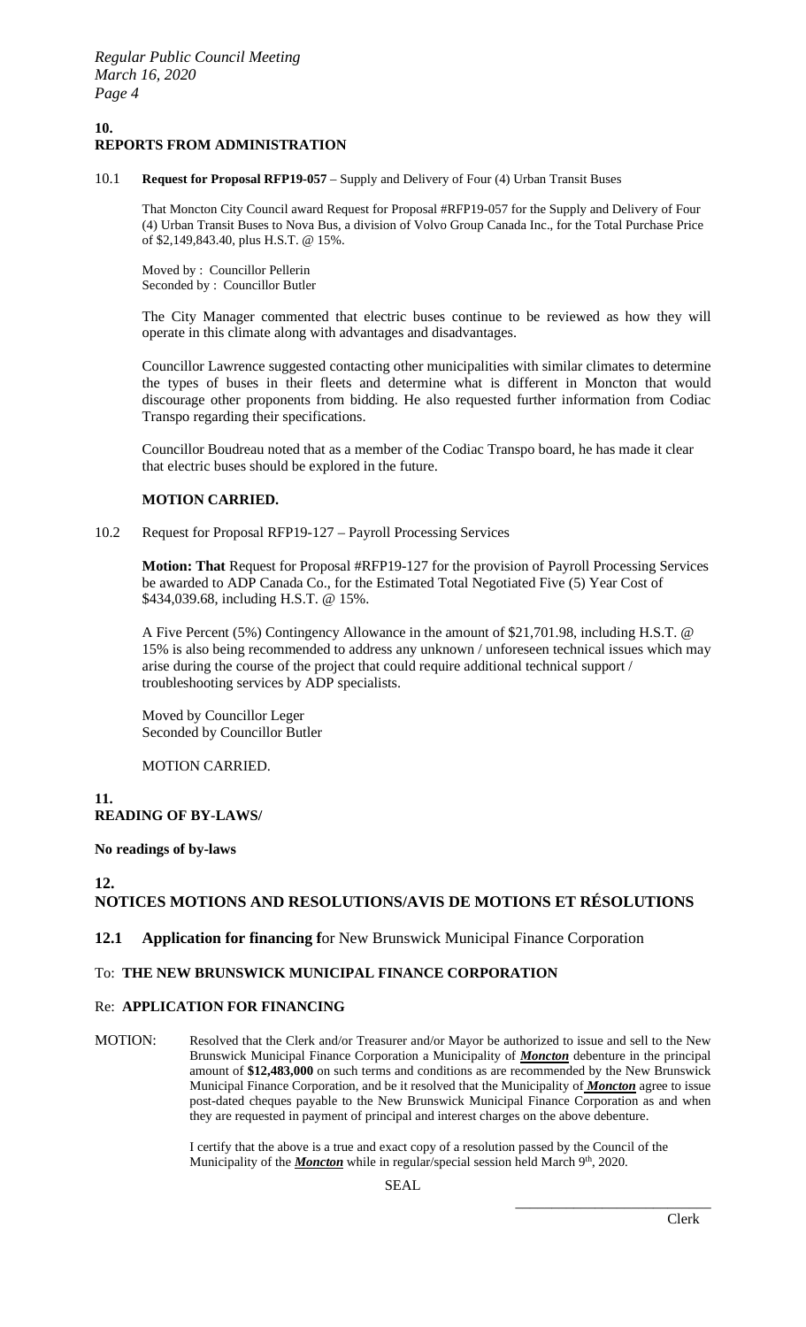## 10.
## REPORTS FROM ADMINISTRATION

10.1 **Request for Proposal RFP19-057** – Supply and Delivery of Four (4) Urban Transit Buses

That Moncton City Council award Request for Proposal #RFP19-057 for the Supply and Delivery of Four (4) Urban Transit Buses to Nova Bus, a division of Volvo Group Canada Inc., for the Total Purchase Price of $2,149,843.40, plus H.S.T. @ 15%.

Moved by : Councillor Pellerin
Seconded by : Councillor Butler

The City Manager commented that electric buses continue to be reviewed as how they will operate in this climate along with advantages and disadvantages.

Councillor Lawrence suggested contacting other municipalities with similar climates to determine the types of buses in their fleets and determine what is different in Moncton that would discourage other proponents from bidding. He also requested further information from Codiac Transpo regarding their specifications.

Councillor Boudreau noted that as a member of the Codiac Transpo board, he has made it clear that electric buses should be explored in the future.

**MOTION CARRIED.**

10.2 Request for Proposal RFP19-127 – Payroll Processing Services

**Motion: That** Request for Proposal #RFP19-127 for the provision of Payroll Processing Services be awarded to ADP Canada Co., for the Estimated Total Negotiated Five (5) Year Cost of $434,039.68, including H.S.T. @ 15%.

A Five Percent (5%) Contingency Allowance in the amount of $21,701.98, including H.S.T. @ 15% is also being recommended to address any unknown / unforeseen technical issues which may arise during the course of the project that could require additional technical support / troubleshooting services by ADP specialists.

Moved by Councillor Leger
Seconded by Councillor Butler

MOTION CARRIED.

## 11.
## READING OF BY-LAWS/

**No readings of by-laws**

## 12.
## NOTICES MOTIONS AND RESOLUTIONS/AVIS DE MOTIONS ET RÉSOLUTIONS

### 12.1 Application for financing for New Brunswick Municipal Finance Corporation

To: **THE NEW BRUNSWICK MUNICIPAL FINANCE CORPORATION**

Re: **APPLICATION FOR FINANCING**

MOTION: Resolved that the Clerk and/or Treasurer and/or Mayor be authorized to issue and sell to the New Brunswick Municipal Finance Corporation a Municipality of ***Moncton*** debenture in the principal amount of **$12,483,000** on such terms and conditions as are recommended by the New Brunswick Municipal Finance Corporation, and be it resolved that the Municipality of ***Moncton*** agree to issue post-dated cheques payable to the New Brunswick Municipal Finance Corporation as and when they are requested in payment of principal and interest charges on the above debenture.

I certify that the above is a true and exact copy of a resolution passed by the Council of the Municipality of the ***Moncton*** while in regular/special session held March 9th, 2020.

SEAL

\_\_\_\_\_\_\_\_\_\_\_\_\_\_\_\_\_\_\_\_\_\_\_\_\_\_\_\_
Clerk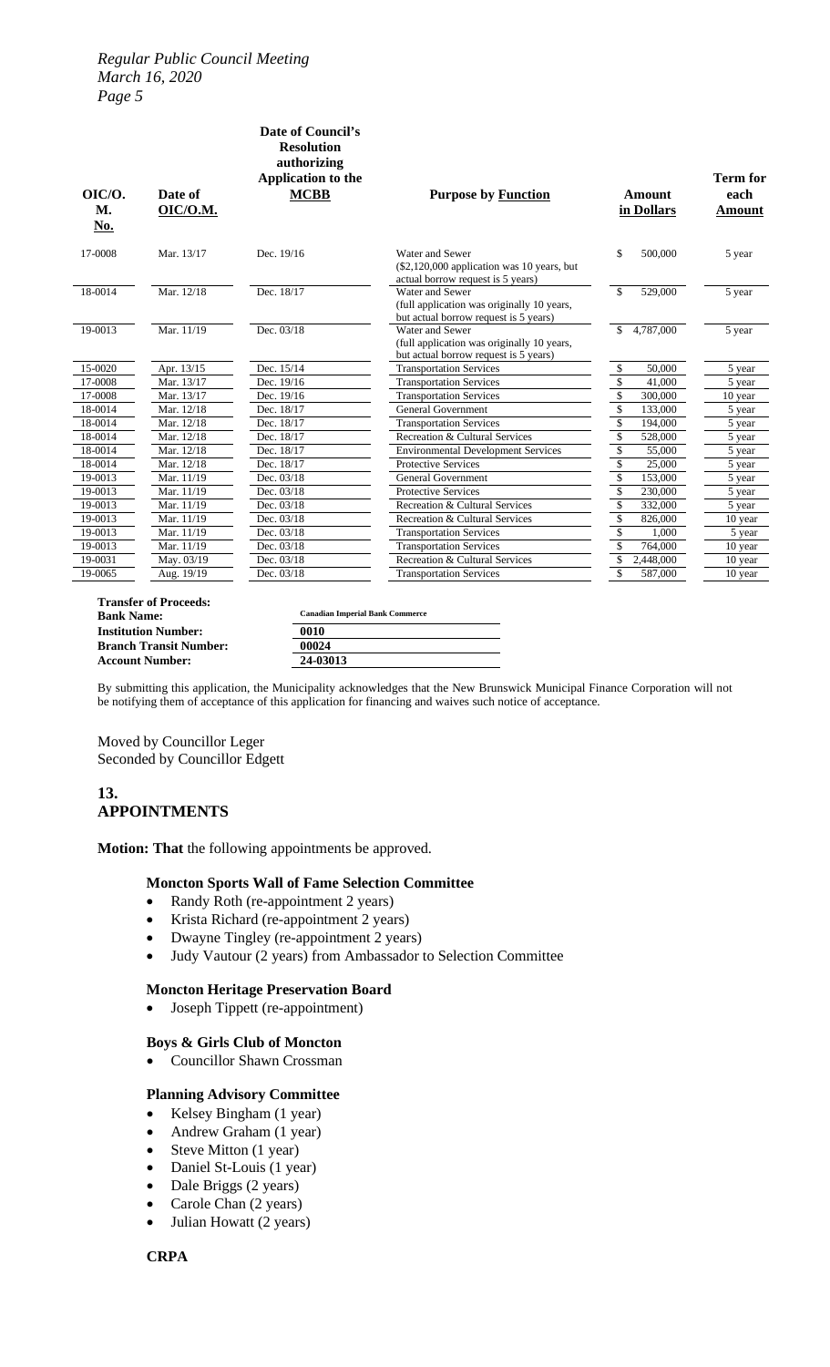| OIC/O. M. No. | Date of OIC/O.M. | Date of Council's Resolution authorizing Application to the MCBB | Purpose by Function | Amount in Dollars | Term for each Amount |
|---|---|---|---|---|---|
| 17-0008 | Mar. 13/17 | Dec. 19/16 | Water and Sewer ($2,120,000 application was 10 years, but actual borrow request is 5 years) | $ 500,000 | 5 year |
| 18-0014 | Mar. 12/18 | Dec. 18/17 | Water and Sewer (full application was originally 10 years, but actual borrow request is 5 years) | $ 529,000 | 5 year |
| 19-0013 | Mar. 11/19 | Dec. 03/18 | Water and Sewer (full application was originally 10 years, but actual borrow request is 5 years) | $ 4,787,000 | 5 year |
| 15-0020 | Apr. 13/15 | Dec. 15/14 | Transportation Services | $ 50,000 | 5 year |
| 17-0008 | Mar. 13/17 | Dec. 19/16 | Transportation Services | $ 41,000 | 5 year |
| 17-0008 | Mar. 13/17 | Dec. 19/16 | Transportation Services | $ 300,000 | 10 year |
| 18-0014 | Mar. 12/18 | Dec. 18/17 | General Government | $ 133,000 | 5 year |
| 18-0014 | Mar. 12/18 | Dec. 18/17 | Transportation Services | $ 194,000 | 5 year |
| 18-0014 | Mar. 12/18 | Dec. 18/17 | Recreation & Cultural Services | $ 528,000 | 5 year |
| 18-0014 | Mar. 12/18 | Dec. 18/17 | Environmental Development Services | $ 55,000 | 5 year |
| 18-0014 | Mar. 12/18 | Dec. 18/17 | Protective Services | $ 25,000 | 5 year |
| 19-0013 | Mar. 11/19 | Dec. 03/18 | General Government | $ 153,000 | 5 year |
| 19-0013 | Mar. 11/19 | Dec. 03/18 | Protective Services | $ 230,000 | 5 year |
| 19-0013 | Mar. 11/19 | Dec. 03/18 | Recreation & Cultural Services | $ 332,000 | 5 year |
| 19-0013 | Mar. 11/19 | Dec. 03/18 | Recreation & Cultural Services | $ 826,000 | 10 year |
| 19-0013 | Mar. 11/19 | Dec. 03/18 | Transportation Services | $ 1,000 | 5 year |
| 19-0013 | Mar. 11/19 | Dec. 03/18 | Transportation Services | $ 764,000 | 10 year |
| 19-0031 | May. 03/19 | Dec. 03/18 | Recreation & Cultural Services | $ 2,448,000 | 10 year |
| 19-0065 | Aug. 19/19 | Dec. 03/18 | Transportation Services | $ 587,000 | 10 year |

| **Transfer of Proceeds:** | |
|---|---|
| **Bank Name:** | **Canadian Imperial Bank Commerce** |
| **Institution Number:** | **0010** |
| **Branch Transit Number:** | **00024** |
| **Account Number:** | **24-03013** |

By submitting this application, the Municipality acknowledges that the New Brunswick Municipal Finance Corporation will not be notifying them of acceptance of this application for financing and waives such notice of acceptance.

Moved by Councillor Leger
Seconded by Councillor Edgett

## 13. APPOINTMENTS

**Motion: That** the following appointments be approved.

### Moncton Sports Wall of Fame Selection Committee

- Randy Roth (re-appointment 2 years)
- Krista Richard (re-appointment 2 years)
- Dwayne Tingley (re-appointment 2 years)
- Judy Vautour (2 years) from Ambassador to Selection Committee

### Moncton Heritage Preservation Board

- Joseph Tippett (re-appointment)

### Boys & Girls Club of Moncton

- Councillor Shawn Crossman

### Planning Advisory Committee

- Kelsey Bingham (1 year)
- Andrew Graham (1 year)
- Steve Mitton (1 year)
- Daniel St-Louis (1 year)
- Dale Briggs (2 years)
- Carole Chan (2 years)
- Julian Howatt (2 years)

### CRPA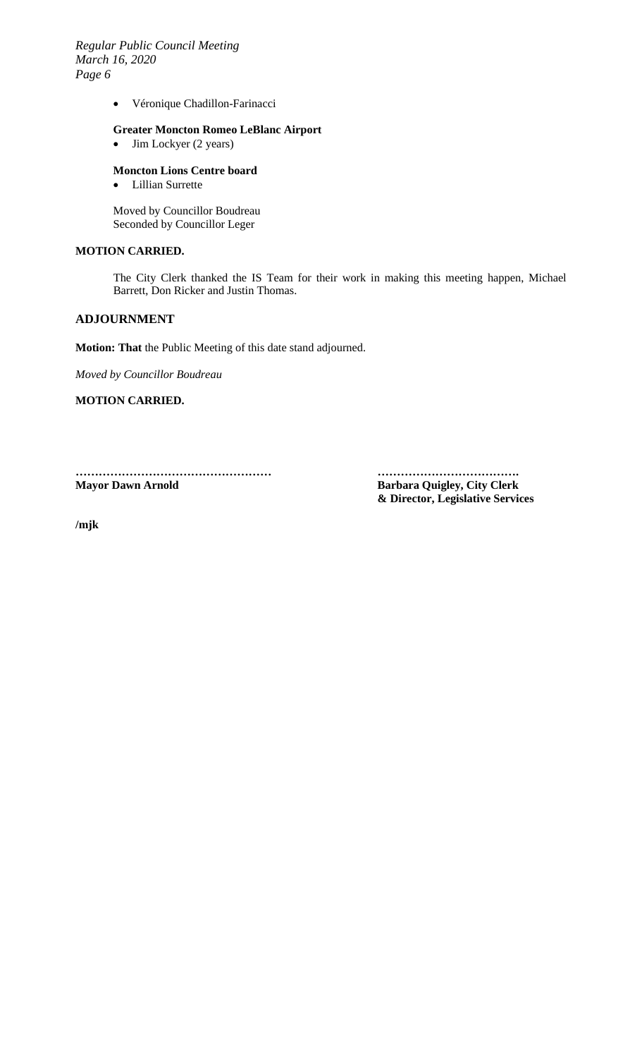- Véronique Chadillon-Farinacci

**Greater Moncton Romeo LeBlanc Airport**

- Jim Lockyer (2 years)

**Moncton Lions Centre board**

- Lillian Surrette

Moved by Councillor Boudreau
Seconded by Councillor Leger

**MOTION CARRIED.**

The City Clerk thanked the IS Team for their work in making this meeting happen, Michael Barrett, Don Ricker and Justin Thomas.

## ADJOURNMENT

**Motion: That** the Public Meeting of this date stand adjourned.

*Moved by Councillor Boudreau*

**MOTION CARRIED.**

**……………………………………………**
**Mayor Dawn Arnold**

**……………………………….**
**Barbara Quigley, City Clerk & Director, Legislative Services**

**/mjk**